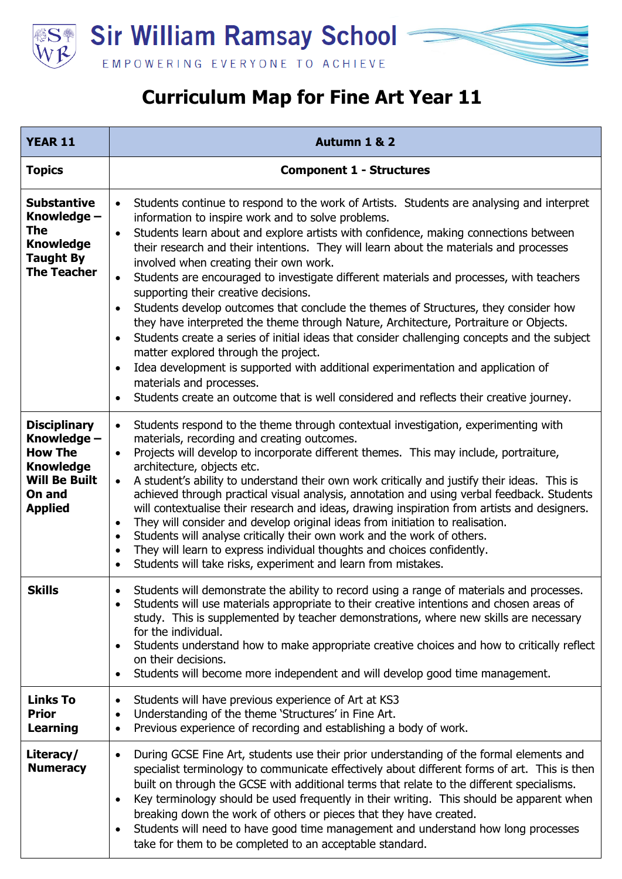# Sir William Ramsay School

EMPOWERING EVERYONE TO ACHIEVE

# Curriculum Map for Fine Art Year 11

| YEAR 11 | Autumn 1 & 2 |
|---|---|
| **Topics** | **Component 1 - Structures** |
| **Substantive Knowledge – The Knowledge Taught By The Teacher** | • Students continue to respond to the work of Artists. Students are analysing and interpret information to inspire work and to solve problems.<br>• Students learn about and explore artists with confidence, making connections between their research and their intentions. They will learn about the materials and processes involved when creating their own work.<br>• Students are encouraged to investigate different materials and processes, with teachers supporting their creative decisions.<br>• Students develop outcomes that conclude the themes of Structures, they consider how they have interpreted the theme through Nature, Architecture, Portraiture or Objects.<br>• Students create a series of initial ideas that consider challenging concepts and the subject matter explored through the project.<br>• Idea development is supported with additional experimentation and application of materials and processes.<br>• Students create an outcome that is well considered and reflects their creative journey. |
| **Disciplinary Knowledge – How The Knowledge Will Be Built On and Applied** | • Students respond to the theme through contextual investigation, experimenting with materials, recording and creating outcomes.<br>• Projects will develop to incorporate different themes. This may include, portraiture, architecture, objects etc.<br>• A student's ability to understand their own work critically and justify their ideas. This is achieved through practical visual analysis, annotation and using verbal feedback. Students will contextualise their research and ideas, drawing inspiration from artists and designers.<br>• They will consider and develop original ideas from initiation to realisation.<br>• Students will analyse critically their own work and the work of others.<br>• They will learn to express individual thoughts and choices confidently.<br>• Students will take risks, experiment and learn from mistakes. |
| **Skills** | • Students will demonstrate the ability to record using a range of materials and processes.<br>• Students will use materials appropriate to their creative intentions and chosen areas of study. This is supplemented by teacher demonstrations, where new skills are necessary for the individual.<br>• Students understand how to make appropriate creative choices and how to critically reflect on their decisions.<br>• Students will become more independent and will develop good time management. |
| **Links To Prior Learning** | • Students will have previous experience of Art at KS3<br>• Understanding of the theme 'Structures' in Fine Art.<br>• Previous experience of recording and establishing a body of work. |
| **Literacy/ Numeracy** | • During GCSE Fine Art, students use their prior understanding of the formal elements and specialist terminology to communicate effectively about different forms of art. This is then built on through the GCSE with additional terms that relate to the different specialisms.<br>• Key terminology should be used frequently in their writing. This should be apparent when breaking down the work of others or pieces that they have created.<br>• Students will need to have good time management and understand how long processes take for them to be completed to an acceptable standard. |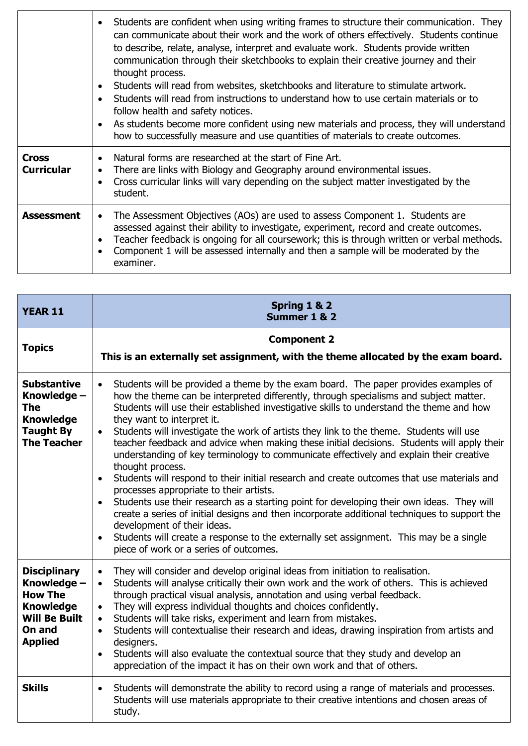| | |
|---|---|
| | • Students are confident when using writing frames to structure their communication. They can communicate about their work and the work of others effectively. Students continue to describe, relate, analyse, interpret and evaluate work. Students provide written communication through their sketchbooks to explain their creative journey and their thought process.<br>• Students will read from websites, sketchbooks and literature to stimulate artwork.<br>• Students will read from instructions to understand how to use certain materials or to follow health and safety notices.<br>• As students become more confident using new materials and process, they will understand how to successfully measure and use quantities of materials to create outcomes. |
| **Cross Curricular** | • Natural forms are researched at the start of Fine Art.<br>• There are links with Biology and Geography around environmental issues.<br>• Cross curricular links will vary depending on the subject matter investigated by the student. |
| **Assessment** | • The Assessment Objectives (AOs) are used to assess Component 1. Students are assessed against their ability to investigate, experiment, record and create outcomes.<br>• Teacher feedback is ongoing for all coursework; this is through written or verbal methods.<br>• Component 1 will be assessed internally and then a sample will be moderated by the examiner. |

| **YEAR 11** | **Spring 1 & 2**<br>**Summer 1 & 2** |
|---|---|
| **Topics** | **Component 2**<br>**This is an externally set assignment, with the theme allocated by the exam board.** |
| **Substantive Knowledge – The Knowledge Taught By The Teacher** | • Students will be provided a theme by the exam board. The paper provides examples of how the theme can be interpreted differently, through specialisms and subject matter. Students will use their established investigative skills to understand the theme and how they want to interpret it.<br>• Students will investigate the work of artists they link to the theme. Students will use teacher feedback and advice when making these initial decisions. Students will apply their understanding of key terminology to communicate effectively and explain their creative thought process.<br>• Students will respond to their initial research and create outcomes that use materials and processes appropriate to their artists.<br>• Students use their research as a starting point for developing their own ideas. They will create a series of initial designs and then incorporate additional techniques to support the development of their ideas.<br>• Students will create a response to the externally set assignment. This may be a single piece of work or a series of outcomes. |
| **Disciplinary Knowledge – How The Knowledge Will Be Built On and Applied** | • They will consider and develop original ideas from initiation to realisation.<br>• Students will analyse critically their own work and the work of others. This is achieved through practical visual analysis, annotation and using verbal feedback.<br>• They will express individual thoughts and choices confidently.<br>• Students will take risks, experiment and learn from mistakes.<br>• Students will contextualise their research and ideas, drawing inspiration from artists and designers.<br>• Students will also evaluate the contextual source that they study and develop an appreciation of the impact it has on their own work and that of others. |
| **Skills** | • Students will demonstrate the ability to record using a range of materials and processes. Students will use materials appropriate to their creative intentions and chosen areas of study. |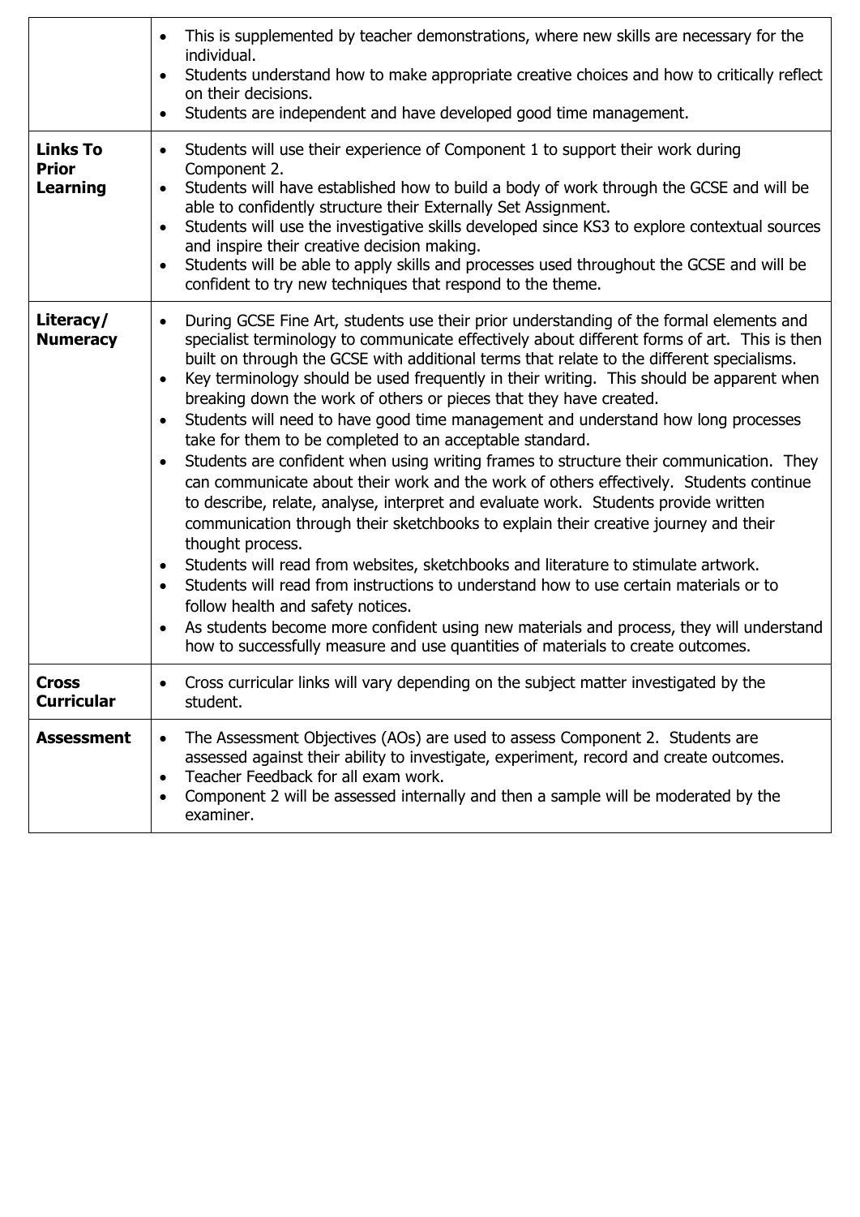| | |
|---|---|
| | • This is supplemented by teacher demonstrations, where new skills are necessary for the individual.<br>• Students understand how to make appropriate creative choices and how to critically reflect on their decisions.<br>• Students are independent and have developed good time management. |
| **Links To Prior Learning** | • Students will use their experience of Component 1 to support their work during Component 2.<br>• Students will have established how to build a body of work through the GCSE and will be able to confidently structure their Externally Set Assignment.<br>• Students will use the investigative skills developed since KS3 to explore contextual sources and inspire their creative decision making.<br>• Students will be able to apply skills and processes used throughout the GCSE and will be confident to try new techniques that respond to the theme. |
| **Literacy/ Numeracy** | • During GCSE Fine Art, students use their prior understanding of the formal elements and specialist terminology to communicate effectively about different forms of art. This is then built on through the GCSE with additional terms that relate to the different specialisms.<br>• Key terminology should be used frequently in their writing. This should be apparent when breaking down the work of others or pieces that they have created.<br>• Students will need to have good time management and understand how long processes take for them to be completed to an acceptable standard.<br>• Students are confident when using writing frames to structure their communication. They can communicate about their work and the work of others effectively. Students continue to describe, relate, analyse, interpret and evaluate work. Students provide written communication through their sketchbooks to explain their creative journey and their thought process.<br>• Students will read from websites, sketchbooks and literature to stimulate artwork.<br>• Students will read from instructions to understand how to use certain materials or to follow health and safety notices.<br>• As students become more confident using new materials and process, they will understand how to successfully measure and use quantities of materials to create outcomes. |
| **Cross Curricular** | • Cross curricular links will vary depending on the subject matter investigated by the student. |
| **Assessment** | • The Assessment Objectives (AOs) are used to assess Component 2. Students are assessed against their ability to investigate, experiment, record and create outcomes.<br>• Teacher Feedback for all exam work.<br>• Component 2 will be assessed internally and then a sample will be moderated by the examiner. |